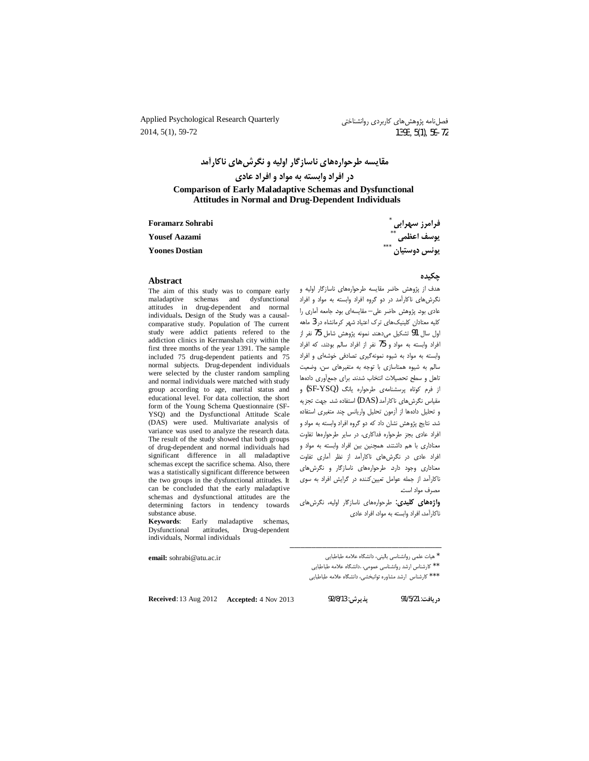# مقایسه طرحواره‌های ناسازگار اولیه و نگرش‌های ناکارآمد در افراد وابسته به مواد و افراد عادی

# Comparison of Early Maladaptive Schemas and Dysfunctional Attitudes in Normal and Drug-Dependent Individuals

فرامرز سهرابی [*]
یوسف اعظمی [**]
یونس دوستیان [***]

**Foramarz Sohrabi**
**Yousef Aazami**
**Yoones Dostian**

## چکیده

هدف از پژوهش حاضر مقایسه طرحواره‌های ناسازگار اولیه و نگرش‌های ناکارآمد در دو گروه افراد وابسته به مواد و افراد عادی بود. پژوهش حاضر علی– مقایسه‌ای بود. جامعه آماری را کلیه معتادان کلینیک‌های ترک اعتیاد شهر کرمانشاه در 3 ماهه اول سال 91 تشکیل می‌دهند. نمونه پژوهش شامل 75 نفر از افراد وابسته به مواد و 75 نفر از افراد سالم بودند، که افراد وابسته به مواد به شیوه نمونه‌گیری تصادفی خوشه‌ای و افراد سالم به شیوه همتاسازی با توجه به متغیرهای سن، وضعیت تاهل و سطح تحصیلات انتخاب شدند. برای جمع‌آوری داده‌ها از فرم کوتاه پرسشنامه‌ی طرحواره یانگ (SF-YSQ) و مقیاس نگرش‌های ناکارآمد (DAS) استفاده شد. جهت تجزیه و تحلیل داده‌ها از آزمون تحلیل واریانس چند متغیری استفاده شد. نتایج پژوهش نشان داد که دو گروه افراد وابسته به مواد و افراد عادی بجز طرحواره فداکاری، در سایر طرحواره‌ها تفاوت معناداری با هم داشتند. همچنین بین افراد وابسته به مواد و افراد عادی در نگرش‌های ناکارآمد از نظر آماری تفاوت معناداری وجود دارد. طرحواره‌های ناسازگار و نگرش‌های ناکارآمد از جمله عوامل تعیین‌کننده در گرایش افراد به سوی مصرف مواد است.

**واژه‌های کلیدی:** طرحواره‌های ناسازگار اولیه، نگرش‌های ناکارآمد، افراد وابسته به مواد، افراد عادی

## Abstract

The aim of this study was to compare early maladaptive schemas and dysfunctional attitudes in drug-dependent and normal individuals**.** Design of the Study was a causal-comparative study. Population of The current study were addict patients refered to the addiction clinics in Kermanshah city within the first three months of the year 1391. The sample included 75 drug-dependent patients and 75 normal subjects. Drug-dependent individuals were selected by the cluster random sampling and normal individuals were matched with study group according to age, marital status and educational level. For data collection, the short form of the Young Schema Questionnaire (SF-YSQ) and the Dysfunctional Attitude Scale (DAS) were used. Multivariate analysis of variance was used to analyze the research data. The result of the study showed that both groups of drug-dependent and normal individuals had significant difference in all maladaptive schemas except the sacrifice schema. Also, there was a statistically significant difference between the two groups in the dysfunctional attitudes. It can be concluded that the early maladaptive schemas and dysfunctional attitudes are the determining factors in tendency towards substance abuse.

**Keywords**: Early maladaptive schemas, Dysfunctional attitudes, Drug-dependent individuals, Normal individuals

---

[*] هیات علمی روانشناسی بالینی، دانشگاه علامه طباطبایی
[**] کارشناس ارشد روانشناسی عمومی، .دانشگاه علامه طباطبایی
[***] کارشناس ارشد مشاوره توانبخشی، دانشگاه علامه طباطبایی

**email:** sohrabi@atu.ac.ir

**دریافت:** 91/5/21 **پذیرش:** 92/8/13

**Received**: 13 Aug 2012 **Accepted:** 4 Nov 2013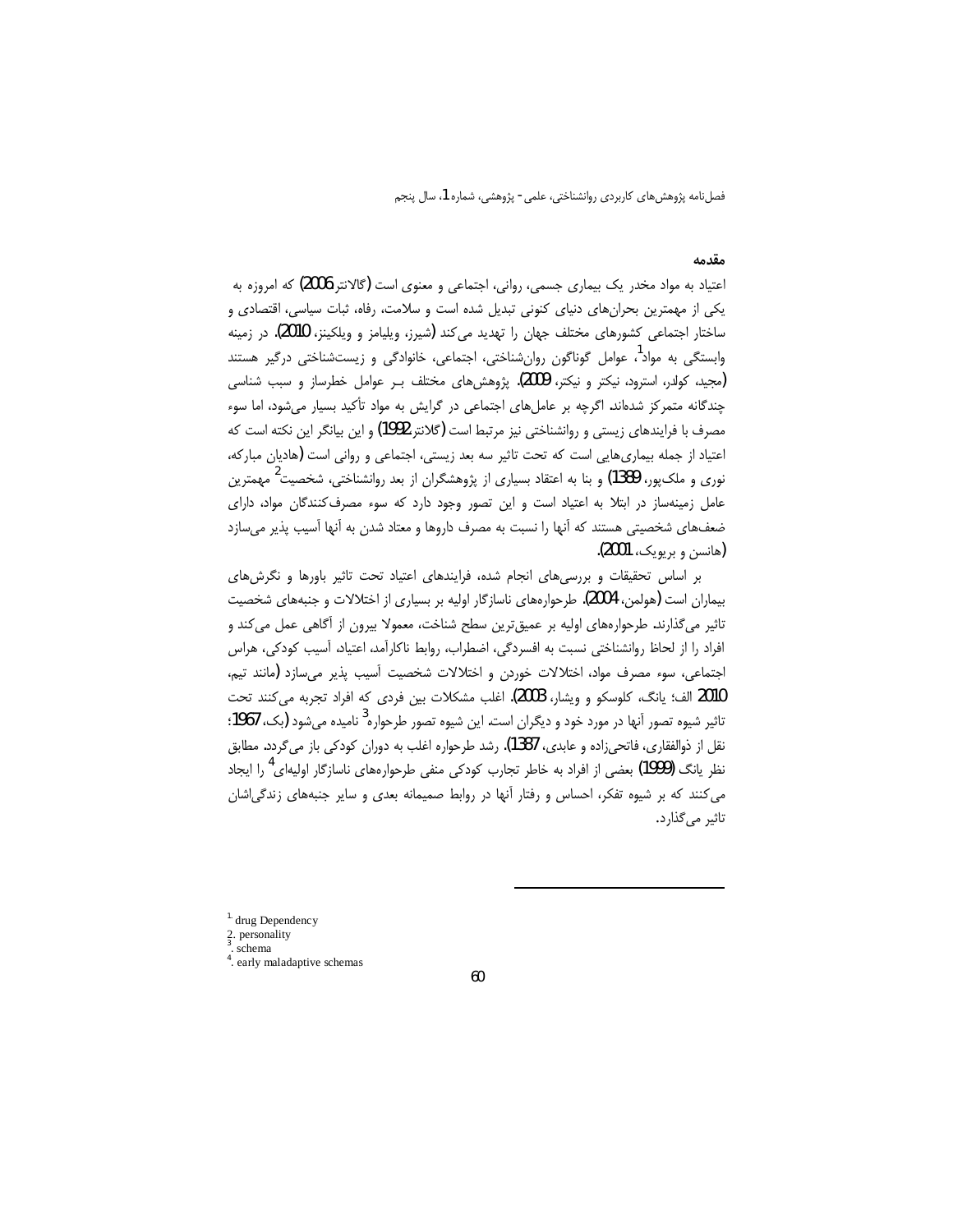## مقدمه

اعتیاد به مواد مخدر یک بیماری جسمی، روانی، اجتماعی و معنوی است (گالانتر 2006) که امروزه به یکی از مهمترین بحران‌های دنیای کنونی تبدیل شده است و سلامت، رفاه، ثبات سیاسی، اقتصادی و ساختار اجتماعی کشورهای مختلف جهان را تهدید می‌کند (شیرز، ویلیامز و ویلکینز، 2010). در زمینه وابستگی به مواد[1]، عوامل گوناگون روان‌شناختی، اجتماعی، خانوادگی و زیست‌شناختی درگیر هستند (مجید، کولدر، استرود، نیکتر و نیکتر، 2009). پژوهش‌های مختلف بـر عوامل خطرساز و سبب شناسی چندگانه متمرکز شده‌اند. اگرچه بر عامل‌های اجتماعی در گرایش به مواد تأکید بسیار می‌شود، اما سوء مصرف با فرایندهای زیستی و روانشناختی نیز مرتبط است (گلانتر1992) و این بیانگر این نکته است که اعتیاد از جمله بیماری‌هایی است که تحت تاثیر سه بعد زیستی، اجتماعی و روانی است (هادیان مبارکه، نوری و ملک‌پور، 1389) و بنا به اعتقاد بسیاری از پژوهشگران از بعد روانشناختی، شخصیت[2] مهمترین عامل زمینه‌ساز در ابتلا به اعتیاد است و این تصور وجود دارد که سوء مصرف‌کنندگان مواد، دارای ضعف‌های شخصیتی هستند که آنها را نسبت به مصرف داروها و معتاد شدن به آنها آسیب پذیر می‌سازد (هانسن و بریویک، 2001).

بر اساس تحقیقات و بررسی‌های انجام شده، فرایندهای اعتیاد تحت تاثیر باورها و نگرش‌های بیماران است (هولمن، 2004). طرحواره‌های ناسازگار اولیه بر بسیاری از اختلالات و جنبه‌های شخصیت تاثیر می‌گذارند. طرحواره‌های اولیه بر عمیق‌ترین سطح شناخت، معمولا بیرون از آگاهی عمل می‌کند و افراد را از لحاظ روانشناختی نسبت به افسردگی، اضطراب، روابط ناکارآمد، اعتیاد، آسیب کودکی، هراس اجتماعی، سوء مصرف مواد، اختلالات خوردن و اختلالات شخصیت آسیب پذیر می‌سازد (مانند تیم، 2010 الف؛ یانگ، کلوسکو و ویشار، 2003). اغلب مشکلات بین فردی که افراد تجربه می‌کنند تحت تاثیر شیوه تصور آنها در مورد خود و دیگران است. این شیوه تصور طرحواره[3] نامیده می‌شود (بک، 1967؛ نقل از ذوالفقاری، فاتحی‌زاده و عابدی، 1387). رشد طرحواره اغلب به دوران کودکی باز می‌گردد. مطابق نظر یانگ (1999) بعضی از افراد به خاطر تجارب کودکی منفی طرحواره‌های ناسازگار اولیه‌ای[4] را ایجاد می‌کنند که بر شیوه تفکر، احساس و رفتار آنها در روابط صمیمانه بعدی و سایر جنبه‌های زندگی‌اشان تاثیر می‌گذارد.

---

[1] drug Dependency
[2] personality
[3] schema
[4] early maladaptive schemas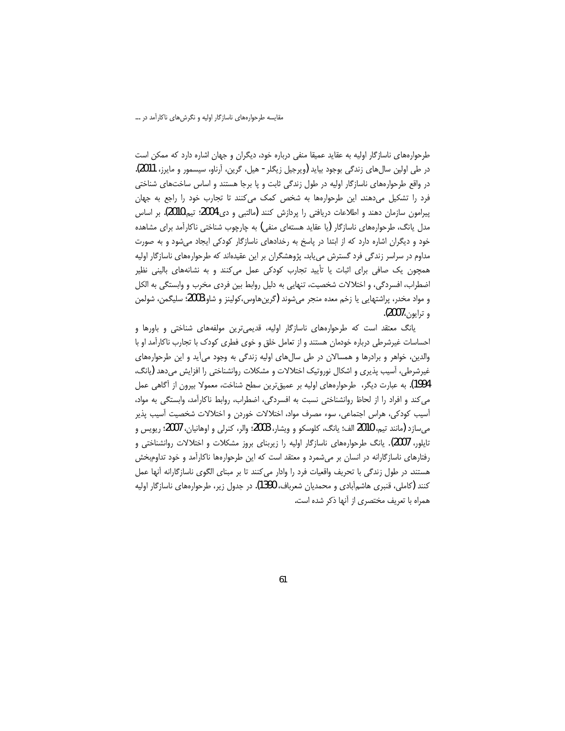طرحواره‌های ناسازگار اولیه به عقاید عمیقا منفی درباره خود، دیگران و جهان اشاره دارد که ممکن است در طی اولین سال‌های زندگی بوجود بیاید (ویرجیل زیگلر- هیل، گرین، آرناو، سیسمور و مایرز، 2011). در واقع طرحواره‌های ناسازگار اولیه در طول زندگی ثابت و پا برجا هستند و اساس ساخت‌های شناختی فرد را تشکیل می‌دهند. این طرحواره‌ها به شخص کمک می‌کنند تا تجارب خود را راجع به جهان پیرامون سازمان دهند و اطلاعات دریافتی را پردازش کنند (مالتبی و دی،2004؛ تیم،2010). بر اساس مدل یانگ، طرحواره‌های ناسازگار (یا عقاید هسته‌ای منفی) به چارچوب شناختی ناکارآمد برای مشاهده خود و دیگران اشاره دارد که از ابتدا در پاسخ به رخدادهای ناسازگار کودکی ایجاد می‌شود و به صورت مداوم در سراسر زندگی فرد گسترش می‌یابد. پژوهشگران بر این عقیده‌اند که طرحواره‌های ناسازگار اولیه همچون یک صافی برای اثبات یا تأیید تجارب کودکی عمل می‌کنند و به نشانه‌های بالینی نظیر اضطراب، افسردگی، و اختلالات شخصیت، تنهایی به دلیل روابط بین فردی مخرب و وابستگی به الکل و مواد مخدر، پراشتهایی یا زخم معده منجر می‌شوند (گرین‌هاوس،کولینز و شاو،2003؛ سلیگمن، شولمن و ترایون،2007).

یانگ معتقد است که طرحواره‌های ناسازگار اولیه، قدیمی‌ترین مولفه‌های شناختی و باورها و احساسات غیرشرطی درباره خودمان هستند و از تعامل خلق و خوی فطری کودک با تجارب ناکارآمد او با والدین، خواهر و برادرها و همسالان در طی سال‌های اولیه زندگی به وجود می‌آید و این طرحواره‌های غیرشرطی، آسیب پذیری و اشکال نوروتیک اختلالات و مشکلات روانشناختی را افزایش می‌دهد (یانگ، 1994). به عبارت دیگر، طرحواره‌های اولیه بر عمیق‌ترین سطح شناخت، معمولا بیرون از آگاهی عمل می‌کند و افراد را از لحاظ روانشناختی نسبت به افسردگی، اضطراب، روابط ناکارآمد، وابستگی به مواد، آسیب کودکی، هراس اجتماعی، سوء مصرف مواد، اختلالات خوردن و اختلالات شخصیت آسیب پذیر می‌سازد (مانند تیم، 2010 الف؛ یانگ، کلوسکو و ویشار، 2003؛ والر، کنرلی و اوهانیان، 2007؛ ریویس و تایلور، 2007). یانگ طرحواره‌های ناسازگار اولیه را زیربنای بروز مشکلات و اختلالات روانشناختی و رفتارهای ناسازگارانه در انسان بر می‌شمرد و معتقد است که این طرحواره‌ها ناکارآمد و خود تداوم‌بخش هستند. در طول زندگی با تحریف واقعیات فرد را وادار می‌کنند تا بر مبنای الگوی ناسازگارانه آنها عمل کنند (کاملی، قنبری هاشم‌آبادی و محمدیان شعرباف، 1390). در جدول زیر، طرحواره‌های ناسازگار اولیه همراه با تعریف مختصری از آنها ذکر شده است.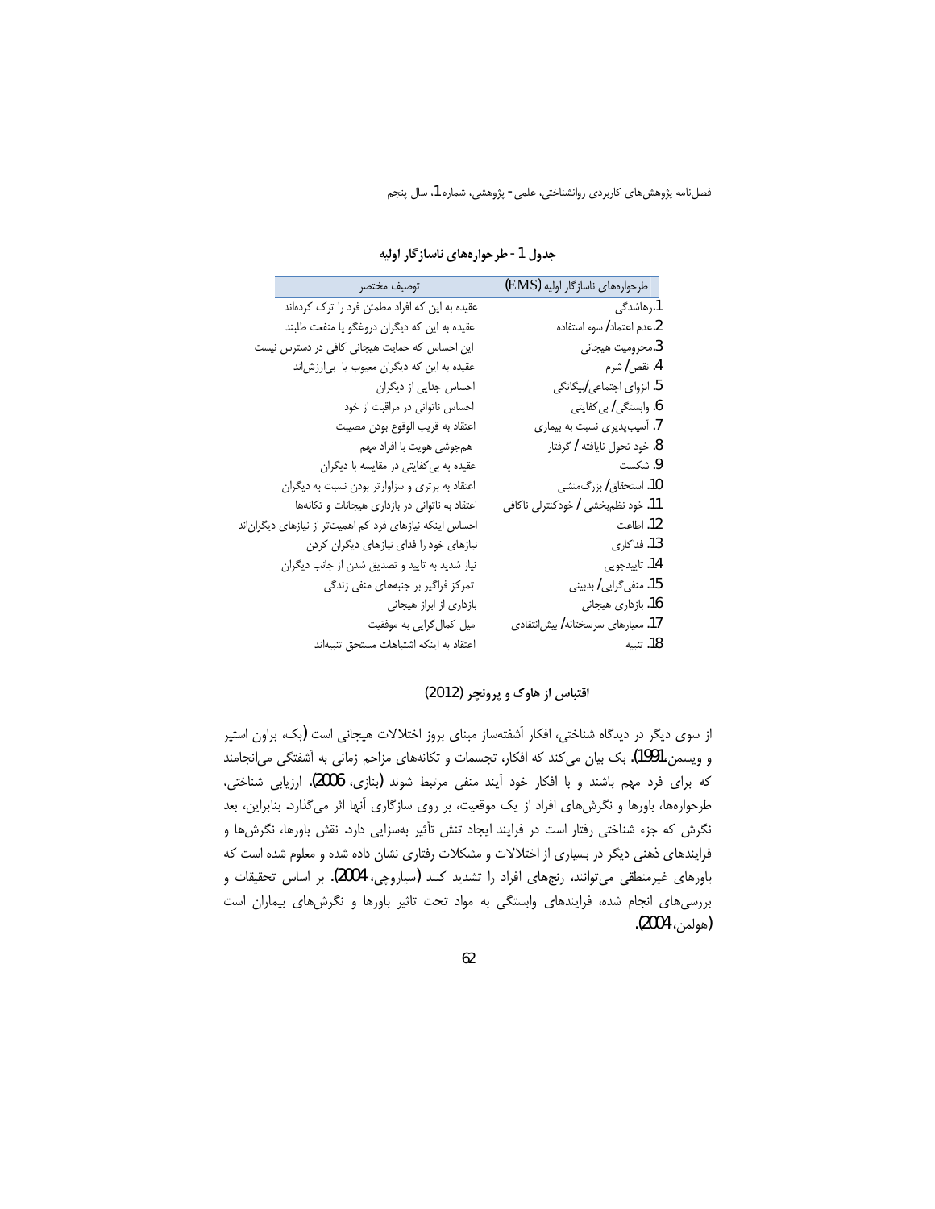**جدول 1 - طرحواره‌های ناسازگار اولیه**

| طرحواره‌های ناسازگار اولیه (EMS) | توصیف مختصر |
| --- | --- |
| 1.رهاشدگی | عقیده به این که افراد مطمئن فرد را ترک کرده‌اند |
| 2.عدم اعتماد/ سوء استفاده | عقیده به این که دیگران دروغگو یا منفعت طلبند |
| 3.محرومیت هیجانی | این احساس که حمایت هیجانی کافی در دسترس نیست |
| 4. نقص/ شرم | عقیده به این که دیگران معیوب یا بی‌ارزش‌اند |
| 5. انزوای اجتماعی/بیگانگی | احساس جدایی از دیگران |
| 6. وابستگی/ بی‌کفایتی | احساس ناتوانی در مراقبت از خود |
| 7. آسیب‌پذیری نسبت به بیماری | اعتقاد به قریب الوقوع بودن مصیبت |
| 8. خود تحول نایافته / گرفتار | هم‌جوشی هویت با افراد مهم |
| 9. شکست | عقیده به بی‌کفایتی در مقایسه با دیگران |
| 10. استحقاق/ بزرگ‌منشی | اعتقاد به برتری و سزاوارتر بودن نسبت به دیگران |
| 11. خود نظم‌بخشی / خودکنترلی ناکافی | اعتقاد به ناتوانی در بازداری هیجانات و تکانه‌ها |
| 12. اطاعت | احساس اینکه نیازهای فرد کم اهمیت‌تر از نیازهای دیگران‌اند |
| 13. فداکاری | نیازهای خود را فدای نیازهای دیگران کردن |
| 14. تاییدجویی | نیاز شدید به تایید و تصدیق شدن از جانب دیگران |
| 15. منفی‌گرایی/ بدبینی | تمرکز فراگیر بر جنبه‌های منفی زندگی |
| 16. بازداری هیجانی | بازداری از ابراز هیجانی |
| 17. معیارهای سرسختانه/ بیش‌انتقادی | میل کمال‌گرایی به موفقیت |
| 18. تنبیه | اعتقاد به اینکه اشتباهات مستحق تنبیه‌اند |

**اقتباس از هاوک و پرونچر (2012)**

از سوی دیگر در دیدگاه شناختی، افکار آشفته‌ساز مبنای بروز اختلالات هیجانی است (بک، براون استیر و ویسمن،1991). بک بیان می‌کند که افکار، تجسمات و تکانه‌های مزاحم زمانی به آشفتگی می‌انجامند که برای فرد مهم باشند و با افکار خود آیند منفی مرتبط شوند (بنازی، 2006). ارزیابی شناختی، طرحواره‌ها، باورها و نگرش‌های افراد از یک موقعیت، بر روی سازگاری آنها اثر می‌گذارد. بنابراین، بعد نگرش که جزء شناختی رفتار است در فرایند ایجاد تنش تأثیر به‌سزایی دارد. نقش باورها، نگرش‌ها و فرایندهای ذهنی دیگر در بسیاری از اختلالات و مشکلات رفتاری نشان داده شده و معلوم شده است که باورهای غیرمنطقی می‌توانند، رنج‌های افراد را تشدید کنند (سیاروچی، 2004). بر اساس تحقیقات و بررسی‌های انجام شده، فرایندهای وابستگی به مواد تحت تاثیر باورها و نگرش‌های بیماران است (هولمن، 2004).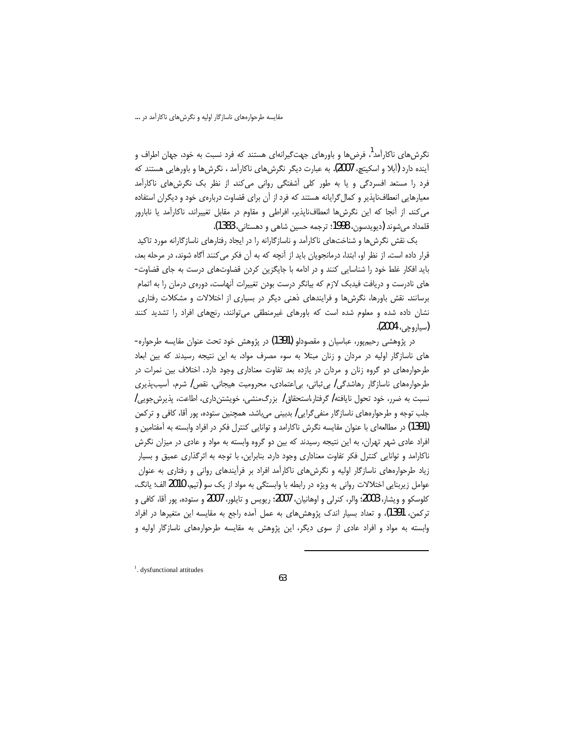نگرش‌های ناکارآمد[1]، فرض‌ها و باورهای جهت‌گیرانه‌ای هستند که فرد نسبت به خود، جهان اطراف و آینده دارد (آبلا و اسکیتچ، 2007). به عبارت دیگر نگرش‌های ناکارآمد ، نگرش‌ها و باورهایی هستند که فرد را مستعد افسردگی و یا به طور کلی آشفتگی روانی می‌کند. از نظر بک نگرش‌های ناکارآمد معیارهایی انعطاف‌ناپذیر و کمال‌گرایانه هستند که فرد از آن برای قضاوت درباره‌ی خود و دیگران استفاده می‌کند. از آنجا که این نگرش‌ها انعطاف‌ناپذیر، افراطی و مقاوم در مقابل تغییراند، ناکارآمد یا نابارور قلمداد می‌شوند (دیویدسون، 1998؛ ترجمه حسین شاهی و دهستانی، 1383).

بک نقش نگرش‌ها و شناخت‌های ناکارآمد و ناسازگارانه را در ایجاد رفتارهای ناسازگارانه مورد تاکید قرار داده است. از نظر او، ابتدا، درمانجویان باید از آنچه که به آن فکر می‌کنند آگاه شوند، در مرحله بعد، باید افکار غلط خود را شناسایی کنند و در ادامه با جایگزین کردن قضاوت‌های درست به جای قضاوت‌های نادرست و دریافت فیدبک لازم که بیانگر درست بودن تغییرات آنهاست، دوره‌ی درمان را به اتمام برسانند. نقش باورها، نگرش‌ها و فرایندهای ذهنی دیگر در بسیاری از اختلالات و مشکلات رفتاری نشان داده شده و معلوم شده است که باورهای غیرمنطقی می‌توانند، رنج‌های افراد را تشدید کنند (سیاروچی، 2004).

در پژوهشی رحیم‌پور، عباسیان و مقصودلو (1391) در پژوهش خود تحت عنوان مقایسه طرحواره‌های ناسازگار اولیه در مردان و زنان مبتلا به سوء مصرف مواد، به این نتیجه رسیدند که بین ابعاد طرحواره‌های دو گروه زنان و مردان در یازده بعد تفاوت معناداری وجود دارد. اختلاف بین نمرات در طرحواره‌های ناسازگار رهاشدگی/ بی‌ثباتی، بی‌اعتمادی، محرومیت هیجانی، نقص/ شرم، آسیب‌پذیری نسبت به ضرر، خود تحول نایافته/ گرفتار،استحقاق/ بزرگ‌منشی، خویشتن‌داری، اطاعت، پذیرش‌جویی/ جلب توجه و طرحواره‌های ناسازگار منفی‌گرایی/ بدبینی می‌باشد. همچنین ستوده، پور آقا، کافی و ترکمن (1391) در مطالعه‌ای با عنوان مقایسه نگرش ناکارامد و توانایی کنترل فکر در افراد وابسته به آمفتامین و افراد عادی شهر تهران، به این نتیجه رسیدند که بین دو گروه وابسته به مواد و عادی در میزان نگرش ناکارامد و توانایی کنترل فکر تفاوت معناداری وجود دارد. بنابراین، با توجه به اثرگذاری عمیق و بسیار زیاد طرحواره‌های ناسازگار اولیه و نگرش‌های ناکارآمد افراد بر فرآیندهای روانی و رفتاری به عنوان عوامل زیربنایی اختلالات روانی به ویژه در رابطه با وابستگی به مواد از یک سو (تیم، 2010 الف؛ یانگ، کلوسکو و ویشار، 2003؛ والر، کنرلی و اوهانیان، 2007؛ ریویس و تایلور، 2007 و ستوده، پور آقا، کافی و ترکمن، 1391)، و تعداد بسیار اندک پژوهش‌های به عمل آمده راجع به مقایسه این متغیرها در افراد وابسته به مواد و افراد عادی از سوی دیگر، این پژوهش به مقایسه طرحواره‌های ناسازگار اولیه و

---

[1]. dysfunctional attitudes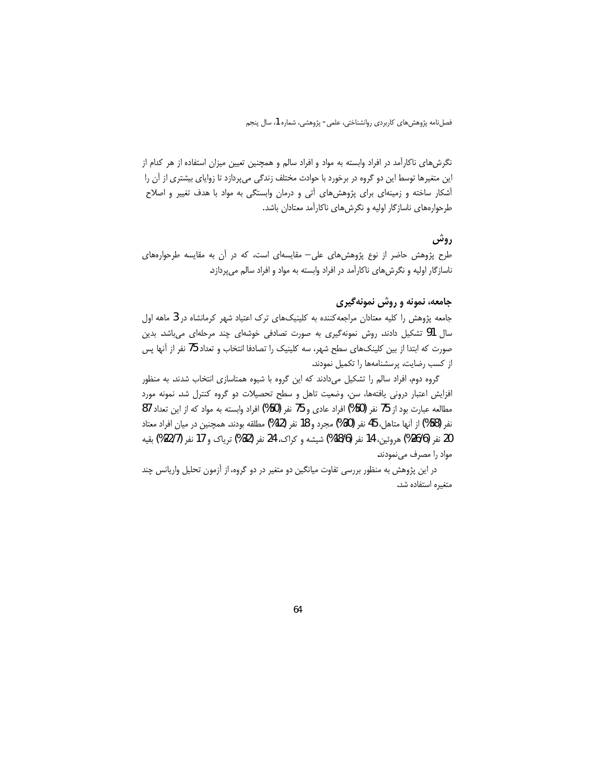نگرش‌های ناکارآمد در افراد وابسته به مواد و افراد سالم و همچنین تعیین میزان استفاده از هر کدام از این متغیرها توسط این دو گروه در برخورد با حوادث مختلف زندگی می‌پردازد تا زوایای بیشتری از آن را آشکار ساخته و زمینه‌ای برای پژوهش‌های آتی و درمان وابستگی به مواد با هدف تغییر و اصلاح طرحواره‌های ناسازگار اولیه و نگرش‌های ناکارآمد معتادان باشد.

## روش

طرح پژوهش حاضر از نوع پژوهش‌های علی– مقایسه‌ای است، که در آن به مقایسه طرحواره‌های ناسازگار اولیه و نگرش‌های ناکارآمد در افراد وابسته به مواد و افراد سالم می‌پردازد.

### جامعه، نمونه و روش نمونه‌گیری

جامعه پژوهش را کلیه معتادان مراجعه‌کننده به کلینیک‌های ترک اعتیاد شهر کرمانشاه در 3 ماهه اول سال 91 تشکیل دادند. روش نمونه‌گیری به صورت تصادفی خوشه‌ای چند مرحله‌ای می‌باشد. بدین صورت که ابتدا از بین کلینک‌های سطح شهر، سه کلینیک را تصادفا انتخاب و تعداد 75 نفر از آنها پس از کسب رضایت، پرسشنامه‌ها را تکمیل نمودند.

گروه دوم، افراد سالم را تشکیل می‌دادند که این گروه با شیوه همتاسازی انتخاب شدند. به منظور افزایش اعتبار درونی یافته‌ها، سن، وضعیت تاهل و سطح تحصیلات دو گروه کنترل شد. نمونه مورد مطالعه عبارت بود از 75 نفر (50%) افراد عادی و 75 نفر (50%) افراد وابسته به مواد که از این تعداد 87 نفر (58%) از آنها متاهل، 45 نفر (30%) مجرد و 18 نفر (12%) مطلقه بودند. همچنین در میان افراد معتاد 20 نفر (26/6%) هروئین، 14 نفر (18/6%) شیشه و کراک، 24 نفر (32%) تریاک و 17 نفر (22/7%) بقیه مواد را مصرف می‌نمودند.

در این پژوهش به منظور بررسی تفاوت میانگین دو متغیر در دو گروه، از آزمون تحلیل واریانس چند متغیره استفاده شد.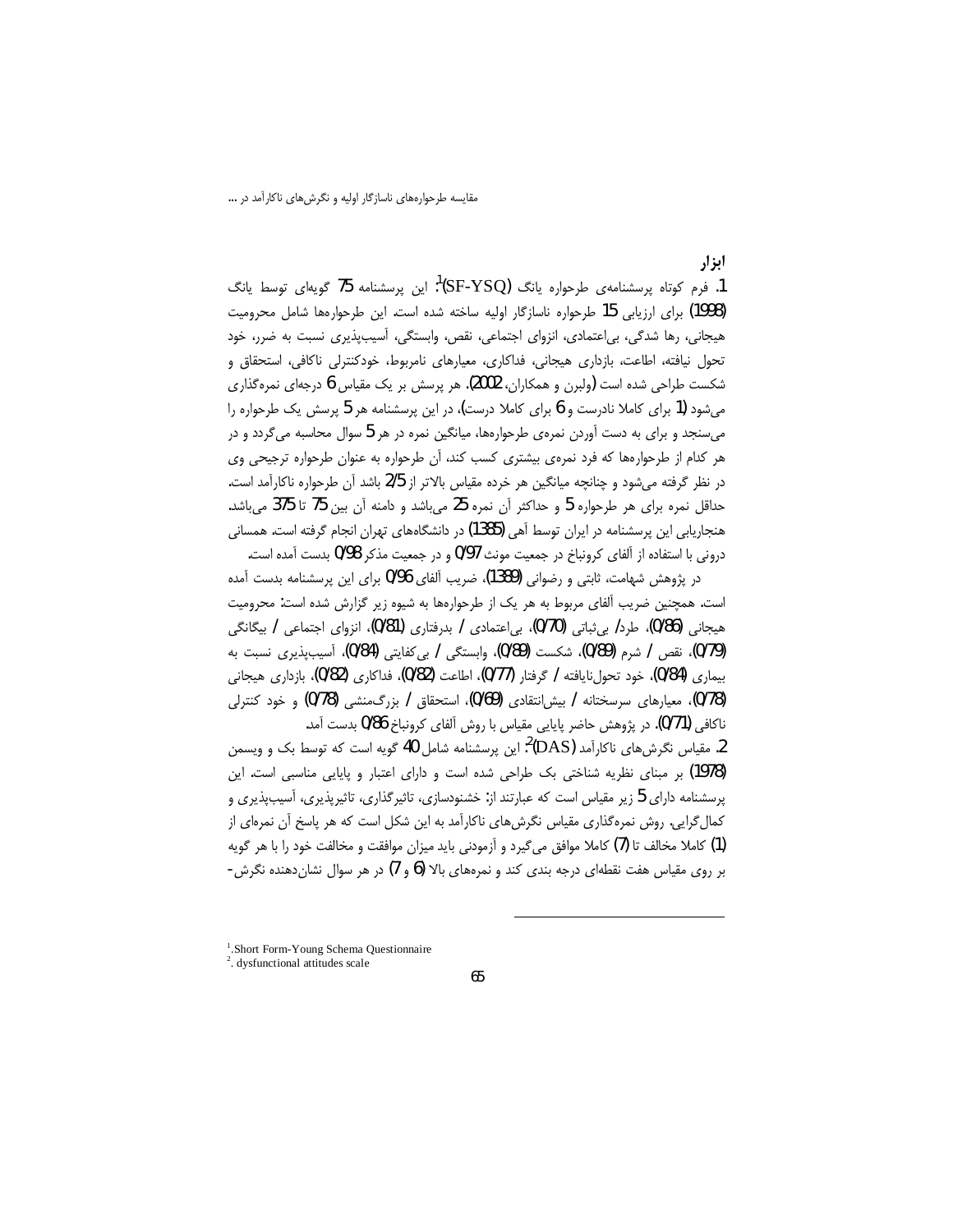### ابزار

1. فرم کوتاه پرسشنامه‌ی طرحواره یانگ (SF-YSQ)[1]: این پرسشنامه 75 گویه‌ای توسط یانگ (1998) برای ارزیابی 15 طرحواره ناسازگار اولیه ساخته شده است. این طرحواره‌ها شامل محرومیت هیجانی، رها شدگی، بی‌اعتمادی، انزوای اجتماعی، نقص، وابستگی، آسیب‌پذیری نسبت به ضرر، خود تحول نیافته، اطاعت، بازداری هیجانی، فداکاری، معیارهای نامربوط، خودکنترلی ناکافی، استحقاق و شکست طراحی شده است (ولبرن و همکاران، 2002). هر پرسش بر یک مقیاس 6 درجه‌ای نمره‌گذاری می‌شود (1 برای کاملا نادرست و 6 برای کاملا درست)، در این پرسشنامه هر 5 پرسش یک طرحواره را می‌سنجد و برای به دست آوردن نمره‌ی طرحواره‌ها، میانگین نمره در هر 5 سوال محاسبه می‌گردد و در هر کدام از طرحواره‌ها که فرد نمره‌ی بیشتری کسب کند، آن طرحواره به عنوان طرحواره ترجیحی وی در نظر گرفته می‌شود و چنانچه میانگین هر خرده مقیاس بالاتر از 2/5 باشد آن طرحواره ناکارآمد است. حداقل نمره برای هر طرحواره 5 و حداکثر آن نمره 25 می‌باشد و دامنه آن بین 75 تا 375 می‌باشد. هنجاریابی این پرسشنامه در ایران توسط آهی (1385) در دانشگاه‌های تهران انجام گرفته است. همسانی درونی با استفاده از آلفای کرونباخ در جمعیت مونث 0/97 و در جمعیت مذکر 0/98 بدست آمده است.

در پژوهش شهامت، ثابتی و رضوانی (1389)، ضریب آلفای 0/96 برای این پرسشنامه بدست آمده است. همچنین ضریب آلفای مربوط به هر یک از طرحواره‌ها به شیوه زیر گزارش شده است: محرومیت هیجانی (0/86)، طرد/ بی‌ثباتی (0/70)، بی‌اعتمادی / بدرفتاری (0/81)، انزوای اجتماعی / بیگانگی (0/79)، نقص / شرم (0/89)، شکست (0/89)، وابستگی / بی‌کفایتی (0/84)، آسیب‌پذیری نسبت به بیماری (0/84)، خود تحول‌نایافته / گرفتار (0/77)، اطاعت (0/82)، فداکاری (0/82)، بازداری هیجانی (0/78)، معیارهای سرسختانه / بیش‌انتقادی (0/69)، استحقاق / بزرگ‌منشی (0/78) و خود کنترلی ناکافی (0/71). در پژوهش حاضر پایایی مقیاس با روش آلفای کرونباخ 0/86 بدست آمد.

2. مقیاس نگرش‌های ناکارآمد (DAS)[2]: این پرسشنامه شامل 40 گویه است که توسط بک و ویسمن (1978) بر مبنای نظریه شناختی بک طراحی شده است و دارای اعتبار و پایایی مناسبی است. این پرسشنامه دارای 5 زیر مقیاس است که عبارتند از: خشنودسازی، تاثیرگذاری، تاثیرپذیری، آسیب‌پذیری و کمال‌گرایی. روش نمره‌گذاری مقیاس نگرش‌های ناکارآمد به این شکل است که هر پاسخ آن نمره‌ای از (1) کاملا مخالف تا (7) کاملا موافق می‌گیرد و آزمودنی باید میزان موافقت و مخالفت خود را با هر گویه بر روی مقیاس هفت نقطه‌ای درجه بندی کند و نمره‌های بالا (6 و 7) در هر سوال نشان‌دهنده نگرش-

---

[1]. Short Form-Young Schema Questionnaire
[2]. dysfunctional attitudes scale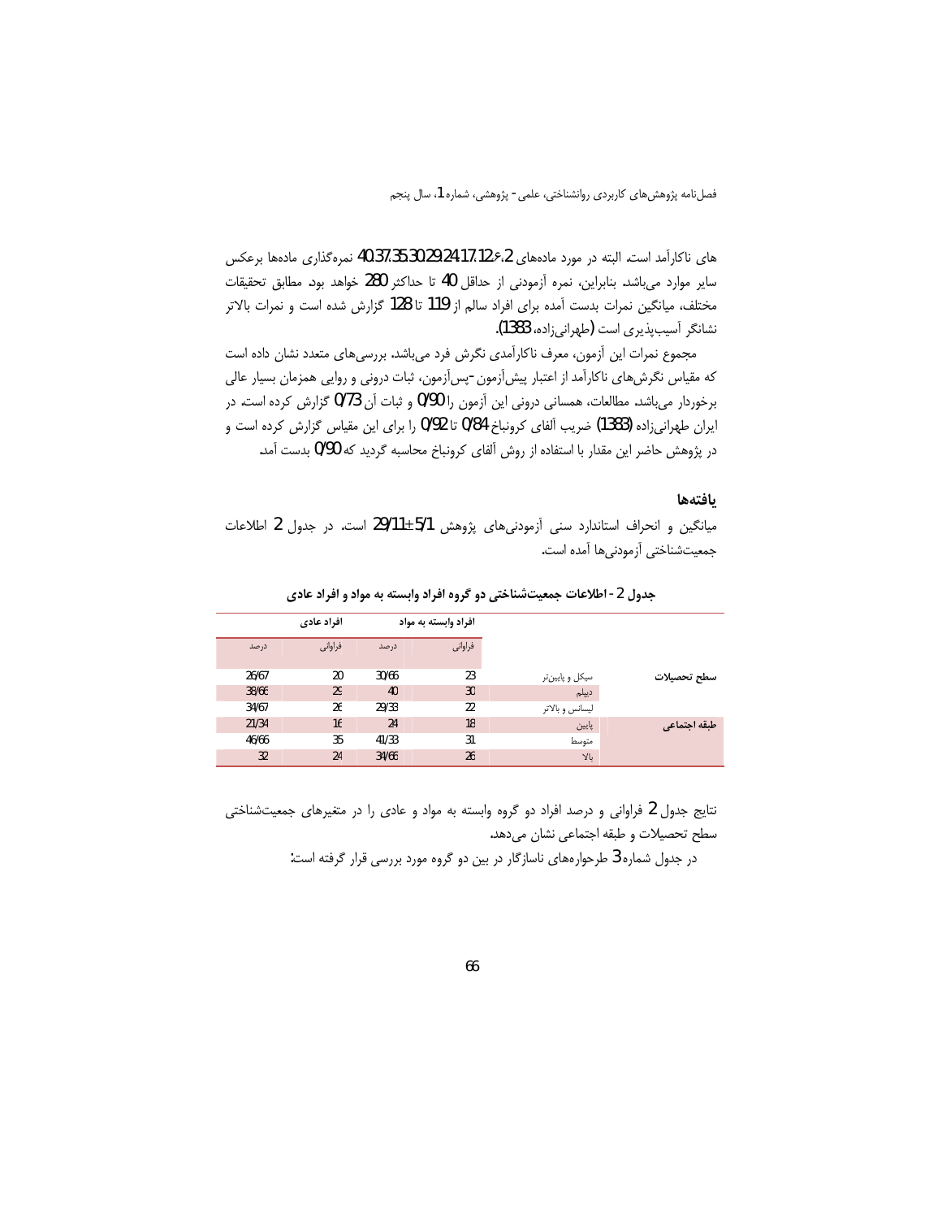های ناکارآمد است. البته در مورد ماده‌های 2، 6، 12، 17، 24، 29، 30، 35، 37، 40 نمره‌گذاری ماده‌ها برعکس سایر موارد می‌باشد. بنابراین، نمره آزمودنی از حداقل 40 تا حداکثر 280 خواهد بود. مطابق تحقیقات مختلف، میانگین نمرات بدست آمده برای افراد سالم از 119 تا 128 گزارش شده است و نمرات بالاتر نشانگر آسیب‌پذیری است (طهرانی‌زاده، 1383).

مجموع نمرات این آزمون، معرف ناکارآمدی نگرش فرد می‌باشد. بررسی‌های متعدد نشان داده است که مقیاس نگرش‌های ناکارآمد از اعتبار پیش‌آزمون-پس‌آزمون، ثبات درونی و روایی همزمان بسیار عالی برخوردار می‌باشد. مطالعات، همسانی درونی این آزمون را 0/90 و ثبات آن 0/73 گزارش کرده است. در ایران طهرانی‌زاده (1383) ضریب آلفای کرونباخ 0/84 تا 0/92 را برای این مقیاس گزارش کرده است و در پژوهش حاضر این مقدار با استفاده از روش آلفای کرونباخ محاسبه گردید که 0/90 بدست آمد.

## یافته‌ها

میانگین و انحراف استاندارد سنی آزمودنی‌های پژوهش 5/1±29/11 است. در جدول 2 اطلاعات جمعیت‌شناختی آزمودنی‌ها آمده است.

**جدول 2 - اطلاعات جمعیت‌شناختی دو گروه افراد وابسته به مواد و افراد عادی**

| | | افراد وابسته به مواد | | افراد عادی | |
|---|---|---|---|---|---|
| | | فراوانی | درصد | فراوانی | درصد |
| سطح تحصیلات | سیکل و پایین‌تر | 23 | 30/66 | 20 | 26/67 |
| | دیپلم | 30 | 40 | 29 | 38/66 |
| | لیسانس و بالاتر | 22 | 29/33 | 26 | 34/67 |
| طبقه اجتماعی | پایین | 18 | 24 | 16 | 21/34 |
| | متوسط | 31 | 41/33 | 35 | 46/66 |
| | بالا | 26 | 34/66 | 24 | 32 |

نتایج جدول 2 فراوانی و درصد افراد دو گروه وابسته به مواد و عادی را در متغیرهای جمعیت‌شناختی سطح تحصیلات و طبقه اجتماعی نشان می‌دهد.

در جدول شماره 3 طرحواره‌های ناسازگار در بین دو گروه مورد بررسی قرار گرفته است: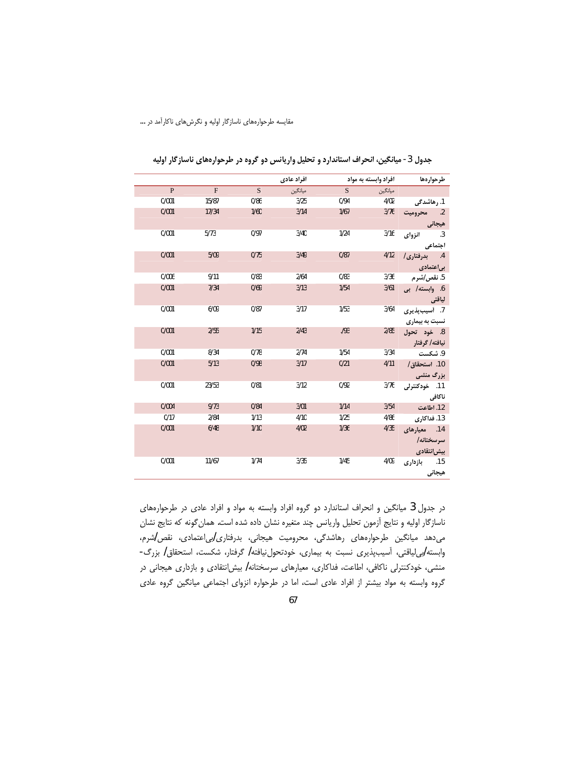جدول 3- میانگین، انحراف استاندارد و تحلیل واریانس دو گروه در طرحواره‌های ناسازگار اولیه

| طرحواره‌ها | افراد وابسته به مواد | | افراد عادی | | | |
|---|---|---|---|---|---|---|
| | میانگین | S | میانگین | S | F | P |
| 1. رهاشدگی | 4/02 | 0/94 | 3/25 | 0/86 | 15/87 | 0/001 |
| 2. محرومیت هیجانی | 3/76 | 1/67 | 3/14 | 1/60 | 17/34 | 0/001 |
| 3. انزوای اجتماعی | 3/16 | 1/24 | 3/40 | 0/97 | 5/73 | 0/001 |
| 4. بدرفتاری/ بی‌اعتمادی | 4/12 | 0/87 | 3/49 | 0/75 | 5/09 | 0/001 |
| 5. نقص/شرم | 3/36 | 0/83 | 2/64 | 0/83 | 9/11 | 0/006 |
| 6. وابسته/ بی لیاقتی | 3/61 | 1/54 | 3/13 | 0/69 | 7/34 | 0/001 |
| 7. آسیب‌پذیری نسبت به بیماری | 3/64 | 1/53 | 3/17 | 0/87 | 6/09 | 0/001 |
| 8. خود تحول نیافته/ گرفتار | 2/86 | /93 | 2/43 | 1/15 | 2/56 | 0/001 |
| 9. شکست | 3/34 | 1/54 | 2/74 | 0/78 | 8/34 | 0/001 |
| 10. استحقاق/ بزرگ منشی | 4/11 | 0/21 | 3/17 | 0/98 | 5/13 | 0/001 |
| 11. خودکنترلی ناکافی | 3/76 | 0/92 | 3/12 | 0/81 | 23/53 | 0/001 |
| 12. اطاعت | 3/54 | 1/14 | 3/01 | 0/84 | 9/73 | 0/004 |
| 13. فداکاری | 4/86 | 1/25 | 4/10 | 1/13 | 2/84 | 0/17 |
| 14. معیارهای سرسختانه/ بیش‌انتقادی | 4/35 | 1/36 | 4/02 | 1/10 | 6/48 | 0/001 |
| 15. بازداری هیجانی | 4/09 | 1/45 | 3/35 | 1/74 | 11/67 | 0/001 |

در جدول 3 میانگین و انحراف استاندارد دو گروه افراد وابسته به مواد و افراد عادی در طرحواره‌های ناسازگار اولیه و نتایج آزمون تحلیل واریانس چند متغیره نشان داده شده است. همان‌گونه که نتایج نشان می‌دهد میانگین طرحواره‌های رهاشدگی، محرومیت هیجانی، بدرفتاری/بی‌اعتمادی، نقص/شرم، وابسته/بی‌لیاقتی، آسیب‌پذیری نسبت به بیماری، خودتحول‌نیافته/ گرفتار، شکست، استحقاق/ بزرگ-منشی، خودکنترلی ناکافی، اطاعت، فداکاری، معیارهای سرسختانه/ بیش‌انتقادی و بازداری هیجانی در گروه وابسته به مواد بیشتر از افراد عادی است، اما در طرحواره انزوای اجتماعی میانگین گروه عادی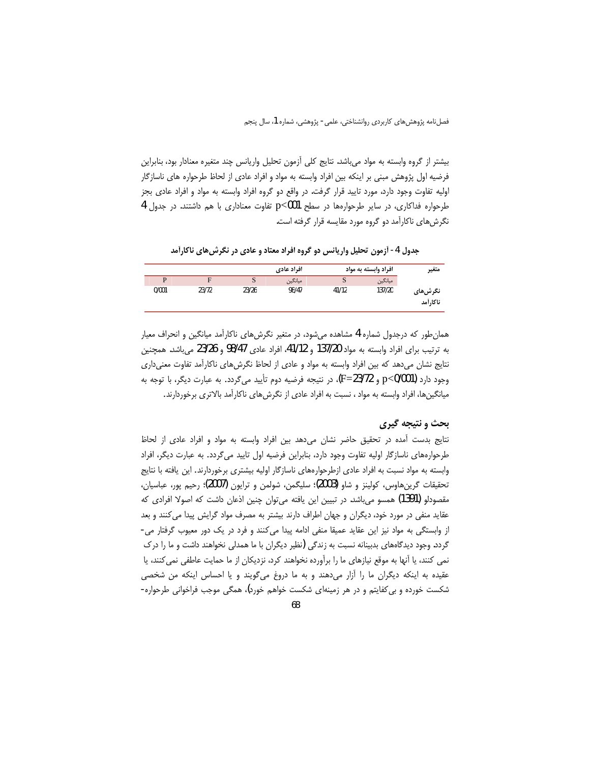بیشتر از گروه وابسته به مواد می‌باشد. نتایج کلی آزمون تحلیل واریانس چند متغیره معنادار بود، بنابراین فرضیه اول پژوهش مبنی بر اینکه بین افراد وابسته به مواد و افراد عادی از لحاظ طرحواره های ناسازگار اولیه تفاوت وجود دارد، مورد تایید قرار گرفت. در واقع دو گروه افراد وابسته به مواد و افراد عادی بجز طرحواره فداکاری، در سایر طرحواره‌ها در سطح $p<0/01$ تفاوت معناداری با هم داشتند. در جدول 4 نگرش‌های ناکارآمد دو گروه مورد مقایسه قرار گرفته است.

**جدول 4 - آزمون تحلیل واریانس دو گروه افراد معتاد و عادی در نگرش‌های ناکارآمد**

| متغیر | افراد وابسته به مواد | | افراد عادی | | | |
|---|---|---|---|---|---|---|
| | میانگین | S | میانگین | S | F | P |
| نگرش‌های ناکارآمد | 137/20 | 41/12 | 98/47 | 23/26 | 23/72 | 0/001 |

همان‌طور که درجدول شماره 4 مشاهده می‌شود، در متغیر نگرش‌های ناکارآمد میانگین و انحراف معیار به ترتیب برای افراد وابسته به مواد 137/20 و 41/12، افراد عادی 98/47 و 23/26 می‌باشد. همچنین نتایج نشان می‌دهد که بین افراد وابسته به مواد و عادی از لحاظ نگرش‌های ناکارآمد تفاوت معنی‌داری وجود دارد ($p<0/001$ و $F=23/72$)، در نتیجه فرضیه دوم تأیید می‌گردد. به عبارت دیگر، با توجه به میانگین‌ها، افراد وابسته به مواد ، نسبت به افراد عادی از نگرش‌های ناکارآمد بالاتری برخوردارند.

## بحث و نتیجه گیری

نتایج بدست آمده در تحقیق حاضر نشان می‌دهد بین افراد وابسته به مواد و افراد عادی از لحاظ طرحواره‌های ناسازگار اولیه تفاوت وجود دارد، بنابراین فرضیه اول تایید می‌گردد. به عبارت دیگر، افراد وابسته به مواد نسبت به افراد عادی ازطرحواره‌های ناسازگار اولیه بیشتری برخوردارند. این یافته با نتایج تحقیقات گرین‌هاوس، کولینز و شاو (2003)؛ سلیگمن، شولمن و ترایون (2007)؛ رحیم پور، عباسیان، مقصودلو (1391) همسو می‌باشد. در تبیین این یافته می‌توان چنین اذعان داشت که اصولا افرادی که عقاید منفی در مورد خود، دیگران و جهان اطراف دارند بیشتر به مصرف مواد گرایش پیدا می‌کنند و بعد از وابستگی به مواد نیز این عقاید عمیقا منفی ادامه پیدا می‌کنند و فرد در یک دور معیوب گرفتار می‌گردد. وجود دیدگاه‌های بدبینانه نسبت به زندگی (نظیر دیگران با ما همدلی نخواهند داشت و ما را درک نمی کنند، یا آنها به موقع نیازهای ما را برآورده نخواهند کرد، نزدیکان از ما حمایت عاطفی نمی‌کنند، یا عقیده به اینکه دیگران ما را آزار می‌دهند و به ما دروغ می‌گویند و یا احساس اینکه من شخصی شکست خورده و بی‌کفایتم و در هر زمینه‌ای شکست خواهم خورد)، همگی موجب فراخوانی طرحواره-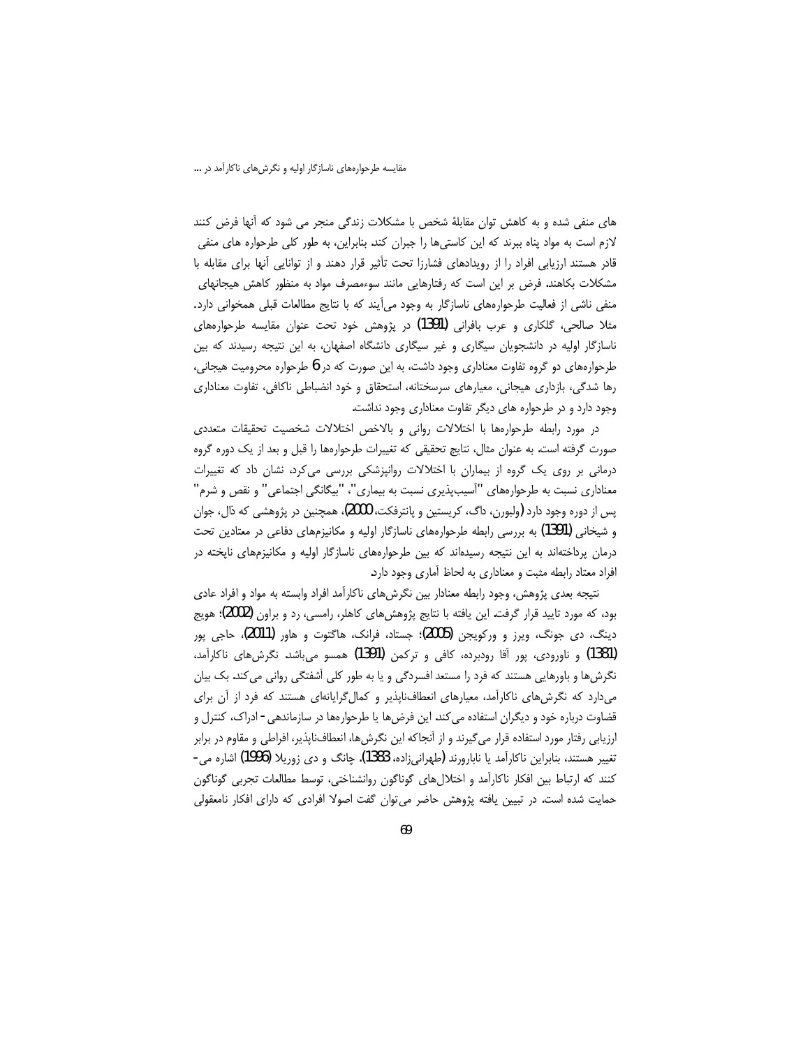های منفی شده و به کاهش توان مقابلهٔ شخص با مشکلات زندگی منجر می شود که آنها فرض کنند لازم است به مواد پناه ببرند که این کاستی‌ها را جبران کند. بنابراین، به طور کلی طرحواره های منفی قادر هستند ارزیابی افراد را از رویدادهای فشارزا تحت تأثیر قرار دهند و از توانایی آنها برای مقابله با مشکلات بکاهند. فرض بر این است که رفتارهایی مانند سوءمصرف مواد به منظور کاهش هیجانهای منفی ناشی از فعالیت طرحواره‌های ناسازگار به وجود می‌آیند که با نتایج مطالعات قبلی همخوانی دارد. مثلا صالحی، گلکاری و عرب بافرانی (1391) در پژوهش خود تحت عنوان مقایسه طرحواره‌های ناسازگار اولیه در دانشجویان سیگاری و غیر سیگاری دانشگاه اصفهان، به این نتیجه رسیدند که بین طرحواره‌های دو گروه تفاوت معناداری وجود داشت، به این صورت که در 6 طرحواره محرومیت هیجانی، رها شدگی، بازداری هیجانی، معیارهای سرسختانه، استحقاق و خود انضباطی ناکافی، تفاوت معناداری وجود دارد و در طرحواره های دیگر تفاوت معناداری وجود نداشت.

در مورد رابطه طرحواره‌ها با اختلالات روانی و بالاخص اختلالات شخصیت تحقیقات متعددی صورت گرفته است. به عنوان مثال، نتایج تحقیقی که تغییرات طرحواره‌ها را قبل و بعد از یک دوره گروه درمانی بر روی یک گروه از بیماران با اختلالات روانپزشکی بررسی می‌کرد، نشان داد که تغییرات معناداری نسبت به طرحواره‌های "آسیب‌پذیری نسبت به بیماری"، "بیگانگی اجتماعی" و نقص و شرم" پس از دوره وجود دارد (ولبورن، داگ، کریستین و پانترفکت، 2000)، همچنین در پژوهشی که ذال، جوان و شیخانی (1391) به بررسی رابطه طرحواره‌های ناسازگار اولیه و مکانیزم‌های دفاعی در معتادین تحت درمان پرداخته‌اند به این نتیجه رسیده‌اند که بین طرحواره‌های ناسازگار اولیه و مکانیزم‌های ناپخته در افراد معتاد رابطه مثبت و معناداری به لحاظ آماری وجود دارد.

نتیجه بعدی پژوهش، وجود رابطه معنادار بین نگرش‌های ناکارآمد افراد وابسته به مواد و افراد عادی بود، که مورد تایید قرار گرفت. این یافته با نتایج پژوهش‌های کاهلر، رامسی، رد و براون (2002)؛ هویج دینگ، دی جونگ، ویرز و ورکویجن (2005)؛ جستاد، فرانک، هاگتوت و هاور (2011)، حاجی پور (1381) و ناورودی، پور آقا رودبرده، کافی و ترکمن (1391) همسو می‌باشد. نگرش‌های ناکارآمد، نگرش‌ها و باورهایی هستند که فرد را مستعد افسردگی و یا به طور کلی آشفتگی روانی می‌کند. بک بیان می‌دارد که نگرش‌های ناکارآمد، معیارهای انعطاف‌ناپذیر و کمال‌گرایانه‌ای هستند که فرد از آن برای قضاوت درباره خود و دیگران استفاده می‌کند. این فرض‌ها یا طرحواره‌ها در سازماندهی - ادراک، کنترل و ارزیابی رفتار مورد استفاده قرار می‌گیرند و از آنجاکه این نگرش‌ها، انعطاف‌ناپذیر، افراطی و مقاوم در برابر تغییر هستند، بنابراین ناکارآمد یا ناباروند (طهرانی‌زاده، 1383). چانگ و دی زوریلا (1996) اشاره می‌کنند که ارتباط بین افکار ناکارآمد و اختلال‌های گوناگون روانشناختی، توسط مطالعات تجربی گوناگون حمایت شده است. در تبیین یافته پژوهش حاضر می‌توان گفت اصولا افرادی که دارای افکار نامعقولی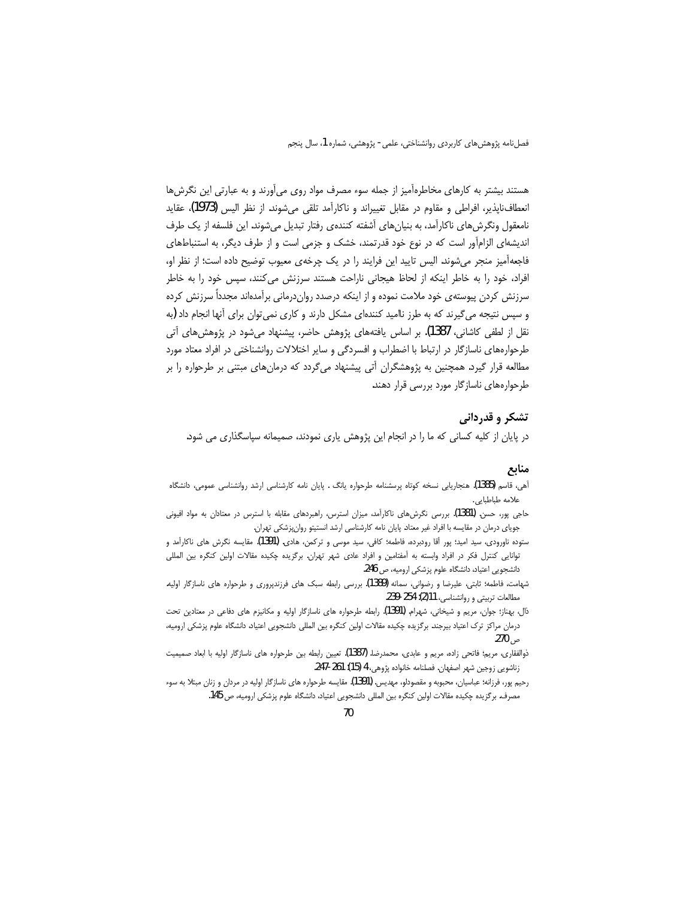هستند بیشتر به کارهای مخاطره‌آمیز از جمله سوء مصرف مواد روی می‌آورند و به عبارتی این نگرش‌ها انعطاف‌ناپذیر، افراطی و مقاوم در مقابل تغییراند و ناکارآمد تلقی می‌شوند. از نظر الیس (1973)، عقاید نامعقول ونگرش‌های ناکارآمد، به بنیان‌های آشفته کننده‌ی رفتار تبدیل می‌شوند. این فلسفه از یک طرف اندیشه‌ای الزام‌آور است که در نوع خود قدرتمند، خشک و جزمی است و از طرف دیگر، به استنباط‌های فاجعه‌آمیز منجر می‌شوند. الیس تایید این فرایند را در یک چرخه‌ی معیوب توضیح داده است؛ از نظر او، افراد، خود را به خاطر اینکه از لحاظ هیجانی ناراحت هستند سرزنش می‌کنند، سپس خود را به خاطر سرزنش کردن پیوسته‌ی خود ملامت نموده و از اینکه درصدد روان‌درمانی برآمده‌اند مجدداً سرزنش کرده و سپس نتیجه می‌گیرند که به طرز ناامید کننده‌ای مشکل دارند و کاری نمی‌توان برای آنها انجام داد (به نقل از لطفی کاشانی، 1387). بر اساس یافته‌های پژوهش حاضر، پیشنهاد می‌شود در پژوهش‌های آتی طرحواره‌های ناسازگار در ارتباط با اضطراب و افسردگی و سایر اختلالات روانشناختی در افراد معتاد مورد مطالعه قرار گیرد. همچنین به پژوهشگران آتی پیشنهاد می‌گردد که درمان‌های مبتنی بر طرحواره را بر طرحواره‌های ناسازگار مورد بررسی قرار دهند.

## تشکر و قدردانی

در پایان از کلیه کسانی که ما را در انجام این پژوهش یاری نمودند، صمیمانه سپاسگذاری می شود.

## منابع

آهی، قاسم (1385). هنجاریابی نسخه کوتاه پرسشنامه طرحواره یانگ . پایان نامه کارشناسی ارشد روانشناسی عمومی، دانشگاه علامه طباطبایی.

حاجی پور، حسن (1381). بررسی نگرش‌های ناکارآمد، میزان استرس، راهبردهای مقابله با استرس در معتادان به مواد افیونی جویای درمان در مقایسه با افراد غیر معتاد. پایان نامه کارشناسی ارشد انستیتو روان‌پزشکی تهران.

ستوده ناورودی، سید امید؛ پور آقا رودبرده، فاطمه؛ کافی، سید موسی و ترکمن، هادی. (1391). مقایسه نگرش های ناکارآمد و توانایی کنترل فکر در افراد وابسته به آمفتامین و افراد عادی شهر تهران. برگزیده چکیده مقالات اولین کنگره بین المللی دانشجویی اعتیاد، دانشگاه علوم پزشکی ارومیه، ص 246.

شهامت، فاطمه؛ ثابتی، علیرضا و رضوانی، سمانه (1389). بررسی رابطه سبک های فرزندپروری و طرحواره های ناسازگار اولیه. مطالعات تربیتی و روانشناسی، 11(2): 254-239.

ذال، بهناز؛ جوان، مریم و شیخانی، شهرام. (1391). رابطه طرحواره های ناسازگار اولیه و مکانیزم های دفاعی در معتادین تحت درمان مراکز ترک اعتیاد بیرجند. برگزیده چکیده مقالات اولین کنگره بین المللی دانشجویی اعتیاد، دانشگاه علوم پزشکی ارومیه، ص 270.

ذوالفقاری، مریم؛ فاتحی زاده، مریم و عابدی، محمدرضا. (1387). تعیین رابطه بین طرحواره های ناسازگار اولیه با ابعاد صمیمیت زناشویی زوجین شهر اصفهان. فصلنامه خانواده پژوهی، 4 (15): 261-247.

رحیم پور، فرزانه؛ عباسیان، محبوبه و مقصودلو، مهدیس. (1391). مقایسه طرحواره های ناسازگار اولیه در مردان و زنان مبتلا به سوء مصرف. برگزیده چکیده مقالات اولین کنگره بین المللی دانشجویی اعتیاد، دانشگاه علوم پزشکی ارومیه، ص 145.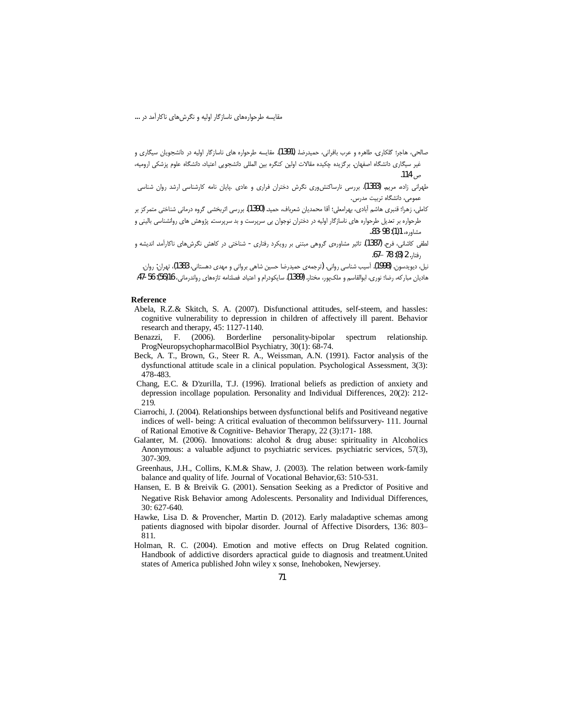صالحی، هاجر؛ گلکاری، طاهره و عرب بافرانی، حمیدرضا. (1391). مقایسه طرحواره های ناسازگار اولیه در دانشجویان سیگاری و غیر سیگاری دانشگاه اصفهان. برگزیده چکیده مقالات اولین کنگره بین المللی دانشجویی اعتیاد، دانشگاه علوم پزشکی ارومیه، ص 114.

طهرانی زاده، مریم. (1383). بررسی نارساکنش‌وری نگرش دختران فراری و عادی. پایان نامه کارشناسی ارشد روان شناسی عمومی، دانشگاه تربیت مدرس.

کاملی، زهرا؛ قنبری هاشم آبادی، بهرامعلی؛ آقا محمدیان شعرباف، حمید. (1390). بررسی اثربخشی گروه درمانی شناختی متمرکز بر طرحواره بر تعدیل طرحواره های ناسازگار اولیه در دختران نوجوان بی سرپرست و بد سرپرست. پژوهش های روانشناسی بالینی و مشاوره، 1(1): 98-83.

لطفی کاشانی، فرح. (1387). تاثیر مشاوره‌ی گروهی مبتنی بر رویکرد رفتاری - شناختی در کاهش نگرش‌های ناکارآمد. اندیشه و رفتار، 2 (8): 78 -67.

نیل، دیویدسون. (1998). آسیب شناسی روانی. (ترجمه‌ی حمیدرضا حسین شاهی براواتی و مهدی دهستانی، 1383)، تهران: روان.

هادیان مبارکه، رضا؛ نوری، ابوالقاسم و ملک‌پور، مختار. (1389). سایکودرام و اعتیاد. فصلنامه تازه‌های رواندرمانی، 16(56): 56-47.

**Reference**

Abela, R.Z.& Skitch, S. A. (2007). Disfunctional attitudes, self-steem, and hassles: cognitive vulnerability to depression in children of affectively ill parent. Behavior research and therapy, 45: 1127-1140.

Benazzi, F. (2006). Borderline personality-bipolar spectrum relationship. ProgNeuropsychopharmacolBiol Psychiatry, 30(1): 68-74.

Beck, A. T., Brown, G., Steer R. A., Weissman, A.N. (1991). Factor analysis of the dysfunctional attitude scale in a clinical population. Psychological Assessment, 3(3): 478-483.

Chang, E.C. & D'zurilla, T.J. (1996). Irrational beliefs as prediction of anxiety and depression incollage population. Personality and Individual Differences, 20(2): 212-219.

Ciarrochi, J. (2004). Relationships between dysfunctional belifs and Positiveand negative indices of well- being: A critical evaluation of thecommon belifssurvery- 111. Journal of Rational Emotive & Cognitive- Behavior Therapy, 22 (3):171- 188.

Galanter, M. (2006). Innovations: alcohol & drug abuse: spirituality in Alcoholics Anonymous: a valuable adjunct to psychiatric services. psychiatric services, 57(3), 307-309.

Greenhaus, J.H., Collins, K.M.& Shaw, J. (2003). The relation between work-family balance and quality of life. Journal of Vocational Behavior,63: 510-531.

Hansen, E. B & Breivik G. (2001). Sensation Seeking as a Predictor of Positive and Negative Risk Behavior among Adolescents. Personality and Individual Differences, 30: 627-640.

Hawke, Lisa D. & Provencher, Martin D. (2012). Early maladaptive schemas among patients diagnosed with bipolar disorder. Journal of Affective Disorders, 136: 803–811.

Holman, R. C. (2004). Emotion and motive effects on Drug Related cognition. Handbook of addictive disorders apractical guide to diagnosis and treatment.United states of America published John wiley x sonse, Inehoboken, Newjersey.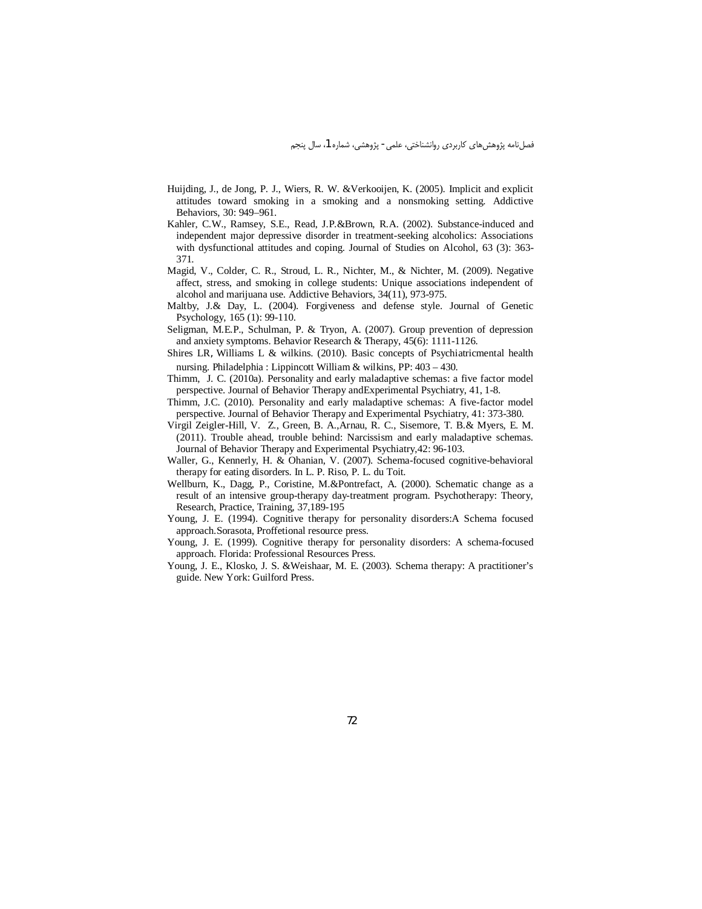Huijding, J., de Jong, P. J., Wiers, R. W. &Verkooijen, K. (2005). Implicit and explicit attitudes toward smoking in a smoking and a nonsmoking setting. Addictive Behaviors, 30: 949–961.

Kahler, C.W., Ramsey, S.E., Read, J.P.&Brown, R.A. (2002). Substance-induced and independent major depressive disorder in treatment-seeking alcoholics: Associations with dysfunctional attitudes and coping. Journal of Studies on Alcohol, 63 (3): 363-371.

Magid, V., Colder, C. R., Stroud, L. R., Nichter, M., & Nichter, M. (2009). Negative affect, stress, and smoking in college students: Unique associations independent of alcohol and marijuana use. Addictive Behaviors, 34(11), 973-975.

Maltby, J.& Day, L. (2004). Forgiveness and defense style. Journal of Genetic Psychology, 165 (1): 99-110.

Seligman, M.E.P., Schulman, P. & Tryon, A. (2007). Group prevention of depression and anxiety symptoms. Behavior Research & Therapy, 45(6): 1111-1126.

Shires LR, Williams L & wilkins. (2010). Basic concepts of Psychiatricmental health nursing. Philadelphia : Lippincott William & wilkins, PP: 403 – 430.

Thimm, J. C. (2010a). Personality and early maladaptive schemas: a five factor model perspective. Journal of Behavior Therapy andExperimental Psychiatry, 41, 1-8.

Thimm, J.C. (2010). Personality and early maladaptive schemas: A five-factor model perspective. Journal of Behavior Therapy and Experimental Psychiatry, 41: 373-380.

Virgil Zeigler-Hill, V. Z., Green, B. A.,Arnau, R. C., Sisemore, T. B.& Myers, E. M. (2011). Trouble ahead, trouble behind: Narcissism and early maladaptive schemas. Journal of Behavior Therapy and Experimental Psychiatry,42: 96-103.

Waller, G., Kennerly, H. & Ohanian, V. (2007). Schema-focused cognitive-behavioral therapy for eating disorders. In L. P. Riso, P. L. du Toit.

Wellburn, K., Dagg, P., Coristine, M.&Pontrefact, A. (2000). Schematic change as a result of an intensive group-therapy day-treatment program. Psychotherapy: Theory, Research, Practice, Training, 37,189-195

Young, J. E. (1994). Cognitive therapy for personality disorders:A Schema focused approach.Sorasota, Proffetional resource press.

Young, J. E. (1999). Cognitive therapy for personality disorders: A schema-focused approach. Florida: Professional Resources Press.

Young, J. E., Klosko, J. S. &Weishaar, M. E. (2003). Schema therapy: A practitioner's guide. New York: Guilford Press.